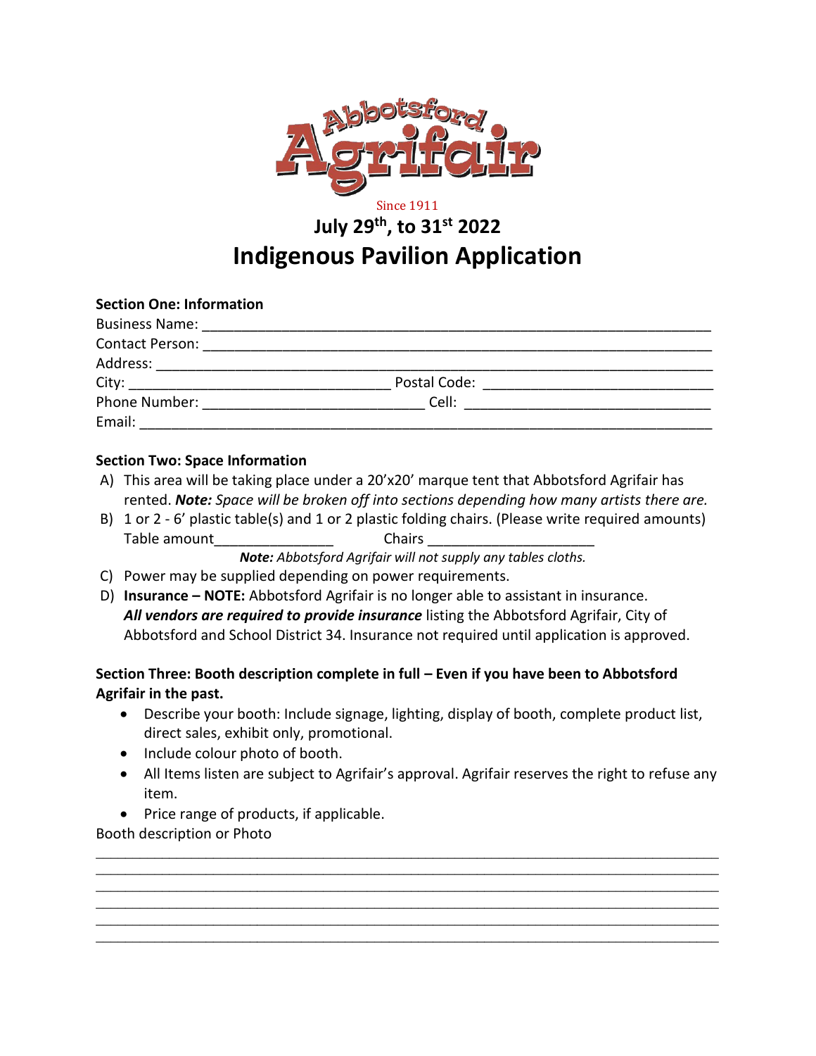Abbotsford Agrifair

Since 1911

## July 29th, to 31st 2022

# Indigenous Pavilion Application

**Section One: Information**

Business Name: ______________________________________________

Contact Person: ______________________________________________

Address: ______________________________________________

City: ______________________ Postal Code: ______________________

Phone Number: ______________________ Cell: ______________________

Email: ______________________________________________

**Section Two: Space Information**

A) This area will be taking place under a 20'x20' marque tent that Abbotsford Agrifair has rented. ***Note:*** *Space will be broken off into sections depending how many artists there are.*

B) 1 or 2 - 6' plastic table(s) and 1 or 2 plastic folding chairs. (Please write required amounts)
Table amount______________ Chairs ____________________

***Note:*** *Abbotsford Agrifair will not supply any tables cloths.*

C) Power may be supplied depending on power requirements.

D) **Insurance – NOTE:** Abbotsford Agrifair is no longer able to assistant in insurance. ***All vendors are required to provide insurance*** listing the Abbotsford Agrifair, City of Abbotsford and School District 34. Insurance not required until application is approved.

**Section Three: Booth description complete in full – Even if you have been to Abbotsford Agrifair in the past.**

- Describe your booth: Include signage, lighting, display of booth, complete product list, direct sales, exhibit only, promotional.
- Include colour photo of booth.
- All Items listen are subject to Agrifair's approval. Agrifair reserves the right to refuse any item.
- Price range of products, if applicable.

Booth description or Photo

______________________________________________

______________________________________________

______________________________________________

______________________________________________

______________________________________________

______________________________________________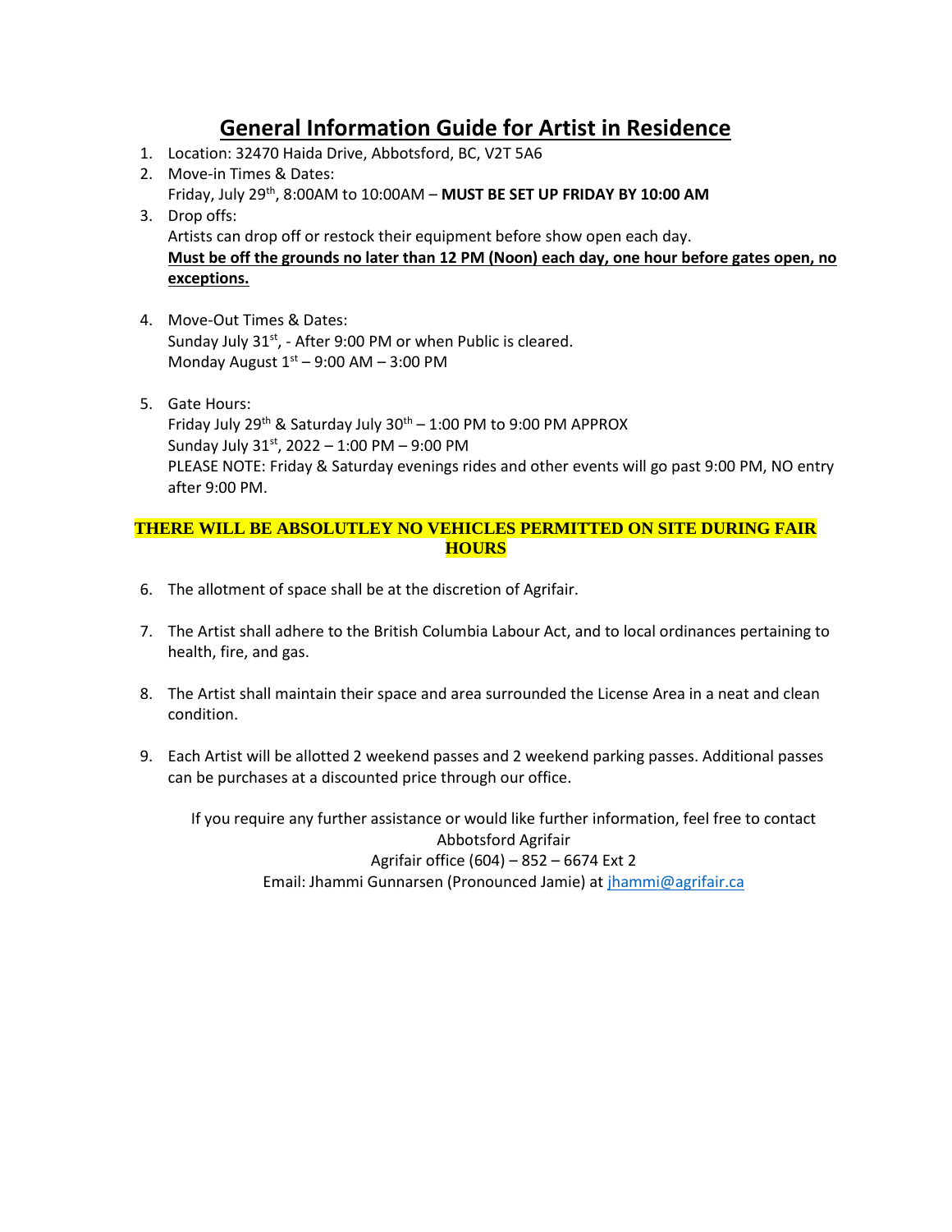# General Information Guide for Artist in Residence

1. Location: 32470 Haida Drive, Abbotsford, BC, V2T 5A6
2. Move-in Times & Dates:
   Friday, July 29th, 8:00AM to 10:00AM – **MUST BE SET UP FRIDAY BY 10:00 AM**
3. Drop offs:
   Artists can drop off or restock their equipment before show open each day.
   **Must be off the grounds no later than 12 PM (Noon) each day, one hour before gates open, no exceptions.**

4. Move-Out Times & Dates:
   Sunday July 31st, - After 9:00 PM or when Public is cleared.
   Monday August 1st – 9:00 AM – 3:00 PM

5. Gate Hours:
   Friday July 29th & Saturday July 30th – 1:00 PM to 9:00 PM APPROX
   Sunday July 31st, 2022 – 1:00 PM – 9:00 PM
   PLEASE NOTE: Friday & Saturday evenings rides and other events will go past 9:00 PM, NO entry after 9:00 PM.

**THERE WILL BE ABSOLUTLEY NO VEHICLES PERMITTED ON SITE DURING FAIR HOURS**

6. The allotment of space shall be at the discretion of Agrifair.

7. The Artist shall adhere to the British Columbia Labour Act, and to local ordinances pertaining to health, fire, and gas.

8. The Artist shall maintain their space and area surrounded the License Area in a neat and clean condition.

9. Each Artist will be allotted 2 weekend passes and 2 weekend parking passes. Additional passes can be purchases at a discounted price through our office.

If you require any further assistance or would like further information, feel free to contact
Abbotsford Agrifair
Agrifair office (604) – 852 – 6674 Ext 2
Email: Jhammi Gunnarsen (Pronounced Jamie) at jhammi@agrifair.ca